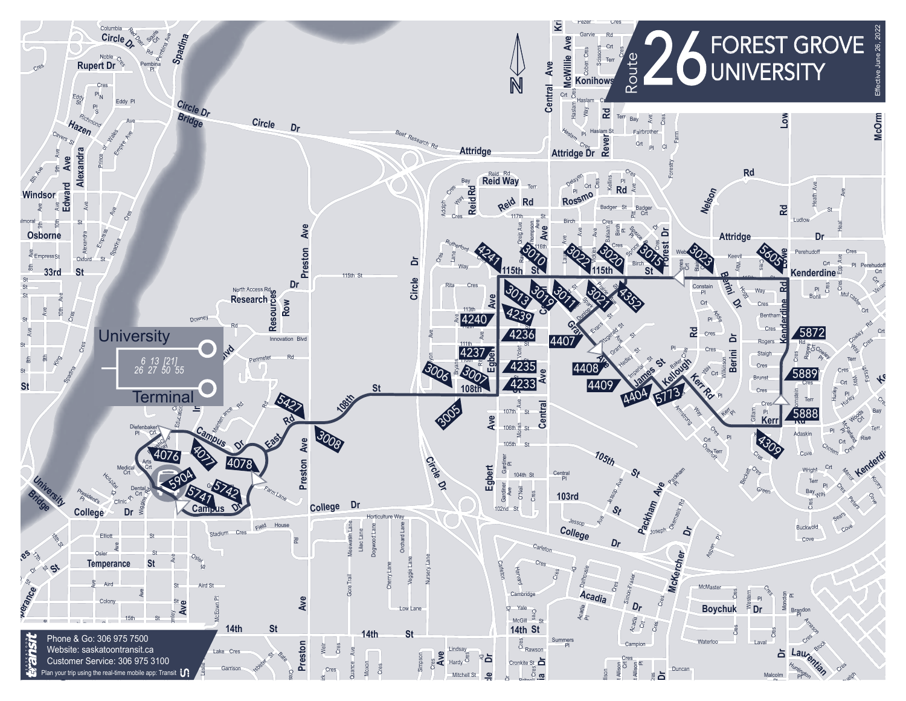# Route 26 FOREST GROVE UNIVERSITY

Effective June 26, 2022

**University Terminal**

6 13 [21] 26 27 50 55

Bus stops: 4076, 4077, 4078, 5904, 5741, 5742, 5427, 3008, 3005, 3006, 3007, 4240, 4237, 4239, 4236, 4235, 4233, 4241, 3010, 3013, 3019, 3011, 3022, 3020, 3015, 3021, 4352, 4407, 4408, 4409, 4404, 5773, 3023, 5605, 5872, 5889, 5888, 4309

Phone & Go: 306 975 7500

Website: saskatoontransit.ca

Customer Service: 306 975 3100

Plan your trip using the real-time mobile app: Transit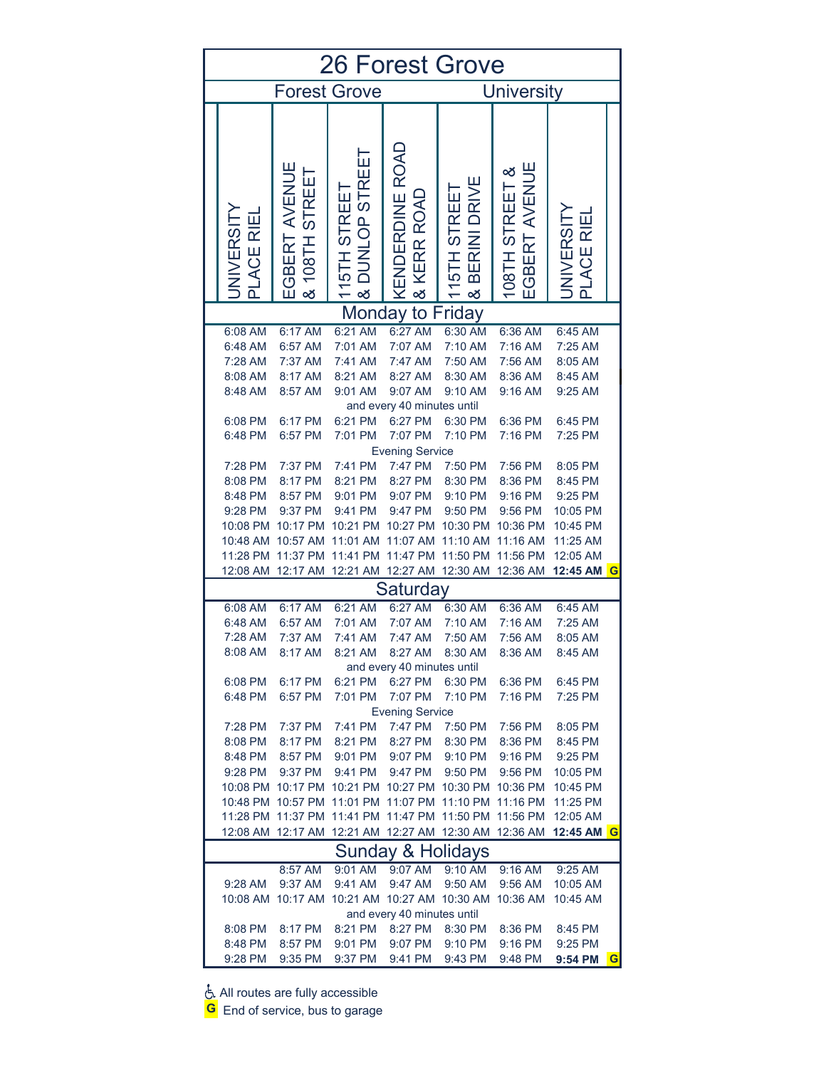# 26 Forest Grove

| Forest Grove | | | | University | | | |
|---|---|---|---|---|---|---|---|
| UNIVERSITY PLACE RIEL | EGBERT AVENUE & 108TH STREET | 115TH STREET & DUNLOP STREET | KENDERDINE ROAD & KERR ROAD | 115TH STREET & BERINI DRIVE | 108TH STREET & EGBERT AVENUE | UNIVERSITY PLACE RIEL | |
| **Monday to Friday** | | | | | | | |
| 6:08 AM | 6:17 AM | 6:21 AM | 6:27 AM | 6:30 AM | 6:36 AM | 6:45 AM | |
| 6:48 AM | 6:57 AM | 7:01 AM | 7:07 AM | 7:10 AM | 7:16 AM | 7:25 AM | |
| 7:28 AM | 7:37 AM | 7:41 AM | 7:47 AM | 7:50 AM | 7:56 AM | 8:05 AM | |
| 8:08 AM | 8:17 AM | 8:21 AM | 8:27 AM | 8:30 AM | 8:36 AM | 8:45 AM | |
| 8:48 AM | 8:57 AM | 9:01 AM | 9:07 AM | 9:10 AM | 9:16 AM | 9:25 AM | |
| and every 40 minutes until | | | | | | | |
| 6:08 PM | 6:17 PM | 6:21 PM | 6:27 PM | 6:30 PM | 6:36 PM | 6:45 PM | |
| 6:48 PM | 6:57 PM | 7:01 PM | 7:07 PM | 7:10 PM | 7:16 PM | 7:25 PM | |
| Evening Service | | | | | | | |
| 7:28 PM | 7:37 PM | 7:41 PM | 7:47 PM | 7:50 PM | 7:56 PM | 8:05 PM | |
| 8:08 PM | 8:17 PM | 8:21 PM | 8:27 PM | 8:30 PM | 8:36 PM | 8:45 PM | |
| 8:48 PM | 8:57 PM | 9:01 PM | 9:07 PM | 9:10 PM | 9:16 PM | 9:25 PM | |
| 9:28 PM | 9:37 PM | 9:41 PM | 9:47 PM | 9:50 PM | 9:56 PM | 10:05 PM | |
| 10:08 PM | 10:17 PM | 10:21 PM | 10:27 PM | 10:30 PM | 10:36 PM | 10:45 PM | |
| 10:48 AM | 10:57 AM | 11:01 AM | 11:07 AM | 11:10 AM | 11:16 AM | 11:25 AM | |
| 11:28 PM | 11:37 PM | 11:41 PM | 11:47 PM | 11:50 PM | 11:56 PM | 12:05 AM | |
| 12:08 AM | 12:17 AM | 12:21 AM | 12:27 AM | 12:30 AM | 12:36 AM | **12:45 AM** | G |
| **Saturday** | | | | | | | |
| 6:08 AM | 6:17 AM | 6:21 AM | 6:27 AM | 6:30 AM | 6:36 AM | 6:45 AM | |
| 6:48 AM | 6:57 AM | 7:01 AM | 7:07 AM | 7:10 AM | 7:16 AM | 7:25 AM | |
| 7:28 AM | 7:37 AM | 7:41 AM | 7:47 AM | 7:50 AM | 7:56 AM | 8:05 AM | |
| 8:08 AM | 8:17 AM | 8:21 AM | 8:27 AM | 8:30 AM | 8:36 AM | 8:45 AM | |
| and every 40 minutes until | | | | | | | |
| 6:08 PM | 6:17 PM | 6:21 PM | 6:27 PM | 6:30 PM | 6:36 PM | 6:45 PM | |
| 6:48 PM | 6:57 PM | 7:01 PM | 7:07 PM | 7:10 PM | 7:16 PM | 7:25 PM | |
| Evening Service | | | | | | | |
| 7:28 PM | 7:37 PM | 7:41 PM | 7:47 PM | 7:50 PM | 7:56 PM | 8:05 PM | |
| 8:08 PM | 8:17 PM | 8:21 PM | 8:27 PM | 8:30 PM | 8:36 PM | 8:45 PM | |
| 8:48 PM | 8:57 PM | 9:01 PM | 9:07 PM | 9:10 PM | 9:16 PM | 9:25 PM | |
| 9:28 PM | 9:37 PM | 9:41 PM | 9:47 PM | 9:50 PM | 9:56 PM | 10:05 PM | |
| 10:08 PM | 10:17 PM | 10:21 PM | 10:27 PM | 10:30 PM | 10:36 PM | 10:45 PM | |
| 10:48 PM | 10:57 PM | 11:01 PM | 11:07 PM | 11:10 PM | 11:16 PM | 11:25 PM | |
| 11:28 PM | 11:37 PM | 11:41 PM | 11:47 PM | 11:50 PM | 11:56 PM | 12:05 AM | |
| 12:08 AM | 12:17 AM | 12:21 AM | 12:27 AM | 12:30 AM | 12:36 AM | **12:45 AM** | G |
| **Sunday & Holidays** | | | | | | | |
| | 8:57 AM | 9:01 AM | 9:07 AM | 9:10 AM | 9:16 AM | 9:25 AM | |
| 9:28 AM | 9:37 AM | 9:41 AM | 9:47 AM | 9:50 AM | 9:56 AM | 10:05 AM | |
| 10:08 AM | 10:17 AM | 10:21 AM | 10:27 AM | 10:30 AM | 10:36 AM | 10:45 AM | |
| and every 40 minutes until | | | | | | | |
| 8:08 PM | 8:17 PM | 8:21 PM | 8:27 PM | 8:30 PM | 8:36 PM | 8:45 PM | |
| 8:48 PM | 8:57 PM | 9:01 PM | 9:07 PM | 9:10 PM | 9:16 PM | 9:25 PM | |
| 9:28 PM | 9:35 PM | 9:37 PM | 9:41 PM | 9:43 PM | 9:48 PM | **9:54 PM** | G |

♿ All routes are fully accessible

**G** End of service, bus to garage